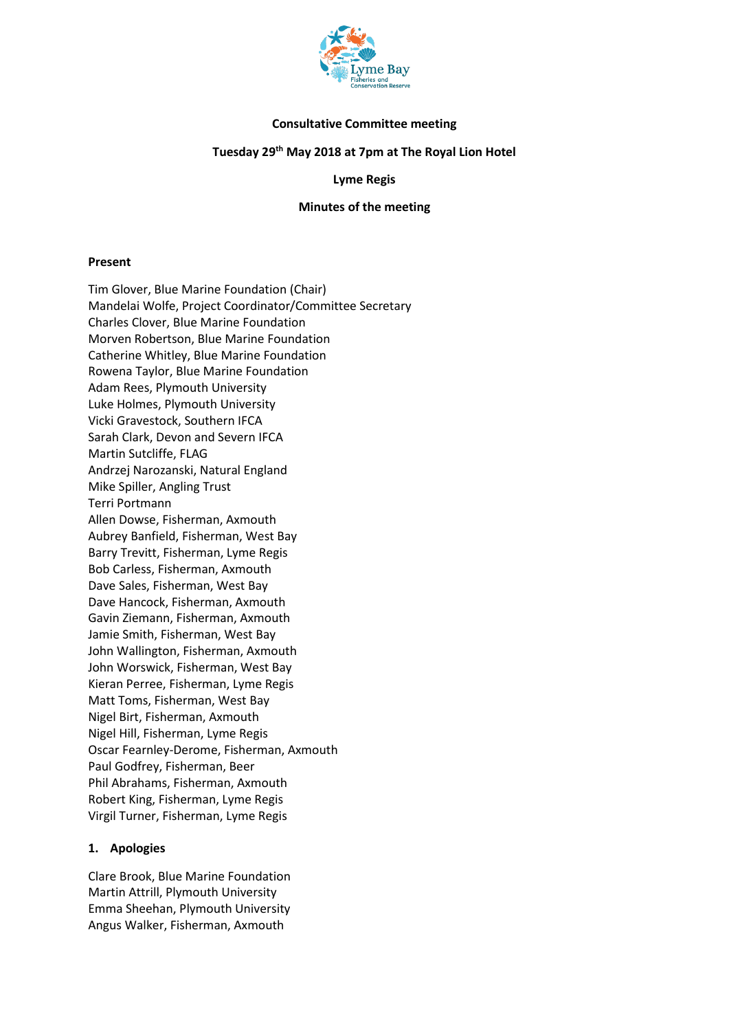**Consultative Committee meeting**

**Tuesday 29th May 2018 at 7pm at The Royal Lion Hotel**

**Lyme Regis**

**Minutes of the meeting**

**Present**

Tim Glover, Blue Marine Foundation (Chair)
Mandelai Wolfe, Project Coordinator/Committee Secretary
Charles Clover, Blue Marine Foundation
Morven Robertson, Blue Marine Foundation
Catherine Whitley, Blue Marine Foundation
Rowena Taylor, Blue Marine Foundation
Adam Rees, Plymouth University
Luke Holmes, Plymouth University
Vicki Gravestock, Southern IFCA
Sarah Clark, Devon and Severn IFCA
Martin Sutcliffe, FLAG
Andrzej Narozanski, Natural England
Mike Spiller, Angling Trust
Terri Portmann
Allen Dowse, Fisherman, Axmouth
Aubrey Banfield, Fisherman, West Bay
Barry Trevitt, Fisherman, Lyme Regis
Bob Carless, Fisherman, Axmouth
Dave Sales, Fisherman, West Bay
Dave Hancock, Fisherman, Axmouth
Gavin Ziemann, Fisherman, Axmouth
Jamie Smith, Fisherman, West Bay
John Wallington, Fisherman, Axmouth
John Worswick, Fisherman, West Bay
Kieran Perree, Fisherman, Lyme Regis
Matt Toms, Fisherman, West Bay
Nigel Birt, Fisherman, Axmouth
Nigel Hill, Fisherman, Lyme Regis
Oscar Fearnley-Derome, Fisherman, Axmouth
Paul Godfrey, Fisherman, Beer
Phil Abrahams, Fisherman, Axmouth
Robert King, Fisherman, Lyme Regis
Virgil Turner, Fisherman, Lyme Regis

## 1. Apologies

Clare Brook, Blue Marine Foundation
Martin Attrill, Plymouth University
Emma Sheehan, Plymouth University
Angus Walker, Fisherman, Axmouth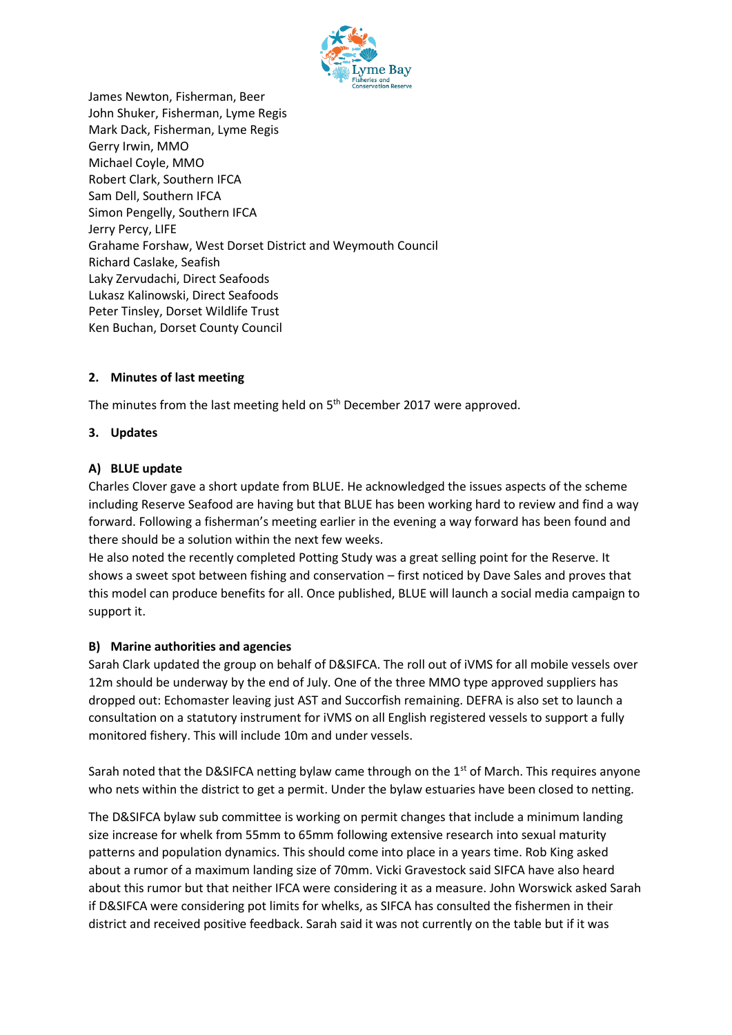James Newton, Fisherman, Beer
John Shuker, Fisherman, Lyme Regis
Mark Dack, Fisherman, Lyme Regis
Gerry Irwin, MMO
Michael Coyle, MMO
Robert Clark, Southern IFCA
Sam Dell, Southern IFCA
Simon Pengelly, Southern IFCA
Jerry Percy, LIFE
Grahame Forshaw, West Dorset District and Weymouth Council
Richard Caslake, Seafish
Laky Zervudachi, Direct Seafoods
Lukasz Kalinowski, Direct Seafoods
Peter Tinsley, Dorset Wildlife Trust
Ken Buchan, Dorset County Council

## 2. Minutes of last meeting

The minutes from the last meeting held on 5th December 2017 were approved.

## 3. Updates

### A) BLUE update

Charles Clover gave a short update from BLUE. He acknowledged the issues aspects of the scheme including Reserve Seafood are having but that BLUE has been working hard to review and find a way forward. Following a fisherman's meeting earlier in the evening a way forward has been found and there should be a solution within the next few weeks.
He also noted the recently completed Potting Study was a great selling point for the Reserve. It shows a sweet spot between fishing and conservation – first noticed by Dave Sales and proves that this model can produce benefits for all. Once published, BLUE will launch a social media campaign to support it.

### B) Marine authorities and agencies

Sarah Clark updated the group on behalf of D&SIFCA. The roll out of iVMS for all mobile vessels over 12m should be underway by the end of July. One of the three MMO type approved suppliers has dropped out: Echomaster leaving just AST and Succorfish remaining. DEFRA is also set to launch a consultation on a statutory instrument for iVMS on all English registered vessels to support a fully monitored fishery. This will include 10m and under vessels.

Sarah noted that the D&SIFCA netting bylaw came through on the 1st of March. This requires anyone who nets within the district to get a permit. Under the bylaw estuaries have been closed to netting.

The D&SIFCA bylaw sub committee is working on permit changes that include a minimum landing size increase for whelk from 55mm to 65mm following extensive research into sexual maturity patterns and population dynamics. This should come into place in a years time. Rob King asked about a rumor of a maximum landing size of 70mm. Vicki Gravestock said SIFCA have also heard about this rumor but that neither IFCA were considering it as a measure. John Worswick asked Sarah if D&SIFCA were considering pot limits for whelks, as SIFCA has consulted the fishermen in their district and received positive feedback. Sarah said it was not currently on the table but if it was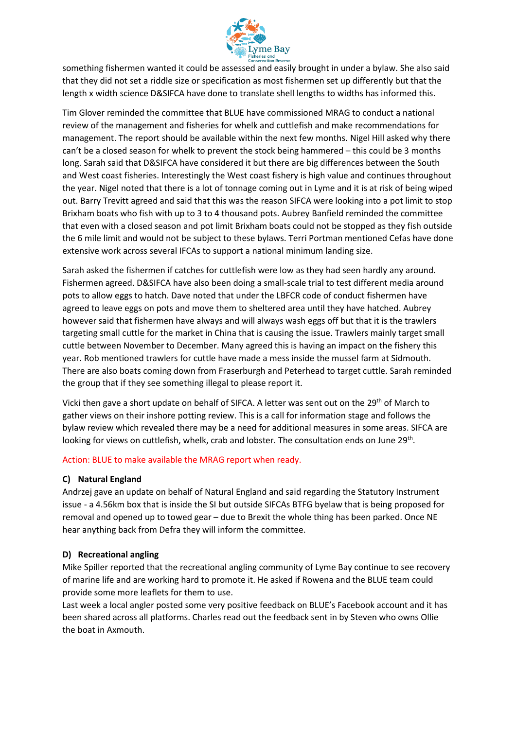something fishermen wanted it could be assessed and easily brought in under a bylaw. She also said that they did not set a riddle size or specification as most fishermen set up differently but that the length x width science D&SIFCA have done to translate shell lengths to widths has informed this.

Tim Glover reminded the committee that BLUE have commissioned MRAG to conduct a national review of the management and fisheries for whelk and cuttlefish and make recommendations for management. The report should be available within the next few months. Nigel Hill asked why there can't be a closed season for whelk to prevent the stock being hammered – this could be 3 months long. Sarah said that D&SIFCA have considered it but there are big differences between the South and West coast fisheries. Interestingly the West coast fishery is high value and continues throughout the year. Nigel noted that there is a lot of tonnage coming out in Lyme and it is at risk of being wiped out. Barry Trevitt agreed and said that this was the reason SIFCA were looking into a pot limit to stop Brixham boats who fish with up to 3 to 4 thousand pots. Aubrey Banfield reminded the committee that even with a closed season and pot limit Brixham boats could not be stopped as they fish outside the 6 mile limit and would not be subject to these bylaws. Terri Portman mentioned Cefas have done extensive work across several IFCAs to support a national minimum landing size.

Sarah asked the fishermen if catches for cuttlefish were low as they had seen hardly any around. Fishermen agreed. D&SIFCA have also been doing a small-scale trial to test different media around pots to allow eggs to hatch. Dave noted that under the LBFCR code of conduct fishermen have agreed to leave eggs on pots and move them to sheltered area until they have hatched. Aubrey however said that fishermen have always and will always wash eggs off but that it is the trawlers targeting small cuttle for the market in China that is causing the issue. Trawlers mainly target small cuttle between November to December. Many agreed this is having an impact on the fishery this year. Rob mentioned trawlers for cuttle have made a mess inside the mussel farm at Sidmouth. There are also boats coming down from Fraserburgh and Peterhead to target cuttle. Sarah reminded the group that if they see something illegal to please report it.

Vicki then gave a short update on behalf of SIFCA. A letter was sent out on the 29th of March to gather views on their inshore potting review. This is a call for information stage and follows the bylaw review which revealed there may be a need for additional measures in some areas. SIFCA are looking for views on cuttlefish, whelk, crab and lobster. The consultation ends on June 29th.

Action: BLUE to make available the MRAG report when ready.

**C) Natural England**

Andrzej gave an update on behalf of Natural England and said regarding the Statutory Instrument issue - a 4.56km box that is inside the SI but outside SIFCAs BTFG byelaw that is being proposed for removal and opened up to towed gear – due to Brexit the whole thing has been parked. Once NE hear anything back from Defra they will inform the committee.

**D) Recreational angling**

Mike Spiller reported that the recreational angling community of Lyme Bay continue to see recovery of marine life and are working hard to promote it. He asked if Rowena and the BLUE team could provide some more leaflets for them to use.

Last week a local angler posted some very positive feedback on BLUE's Facebook account and it has been shared across all platforms. Charles read out the feedback sent in by Steven who owns Ollie the boat in Axmouth.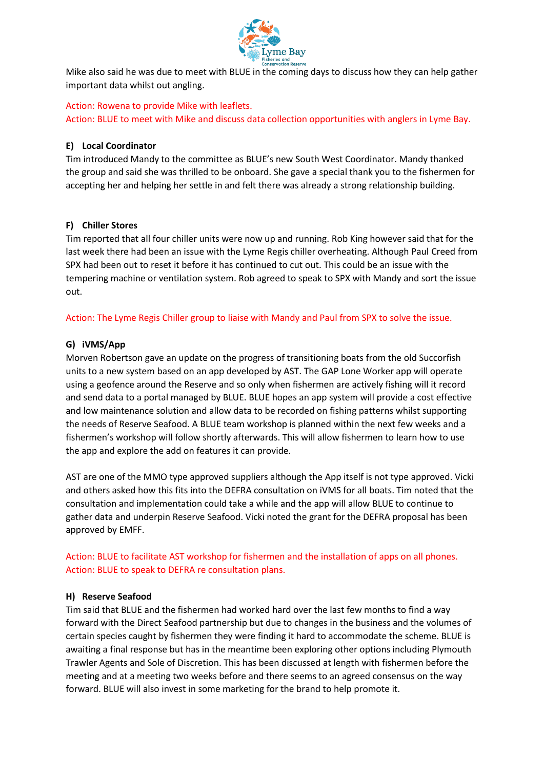Mike also said he was due to meet with BLUE in the coming days to discuss how they can help gather important data whilst out angling.

Action: Rowena to provide Mike with leaflets.
Action: BLUE to meet with Mike and discuss data collection opportunities with anglers in Lyme Bay.

**E) Local Coordinator**

Tim introduced Mandy to the committee as BLUE's new South West Coordinator. Mandy thanked the group and said she was thrilled to be onboard. She gave a special thank you to the fishermen for accepting her and helping her settle in and felt there was already a strong relationship building.

**F) Chiller Stores**

Tim reported that all four chiller units were now up and running. Rob King however said that for the last week there had been an issue with the Lyme Regis chiller overheating. Although Paul Creed from SPX had been out to reset it before it has continued to cut out. This could be an issue with the tempering machine or ventilation system. Rob agreed to speak to SPX with Mandy and sort the issue out.

Action: The Lyme Regis Chiller group to liaise with Mandy and Paul from SPX to solve the issue.

**G) iVMS/App**

Morven Robertson gave an update on the progress of transitioning boats from the old Succorfish units to a new system based on an app developed by AST. The GAP Lone Worker app will operate using a geofence around the Reserve and so only when fishermen are actively fishing will it record and send data to a portal managed by BLUE. BLUE hopes an app system will provide a cost effective and low maintenance solution and allow data to be recorded on fishing patterns whilst supporting the needs of Reserve Seafood. A BLUE team workshop is planned within the next few weeks and a fishermen's workshop will follow shortly afterwards. This will allow fishermen to learn how to use the app and explore the add on features it can provide.

AST are one of the MMO type approved suppliers although the App itself is not type approved. Vicki and others asked how this fits into the DEFRA consultation on iVMS for all boats. Tim noted that the consultation and implementation could take a while and the app will allow BLUE to continue to gather data and underpin Reserve Seafood. Vicki noted the grant for the DEFRA proposal has been approved by EMFF.

Action: BLUE to facilitate AST workshop for fishermen and the installation of apps on all phones.
Action: BLUE to speak to DEFRA re consultation plans.

**H) Reserve Seafood**

Tim said that BLUE and the fishermen had worked hard over the last few months to find a way forward with the Direct Seafood partnership but due to changes in the business and the volumes of certain species caught by fishermen they were finding it hard to accommodate the scheme. BLUE is awaiting a final response but has in the meantime been exploring other options including Plymouth Trawler Agents and Sole of Discretion. This has been discussed at length with fishermen before the meeting and at a meeting two weeks before and there seems to an agreed consensus on the way forward. BLUE will also invest in some marketing for the brand to help promote it.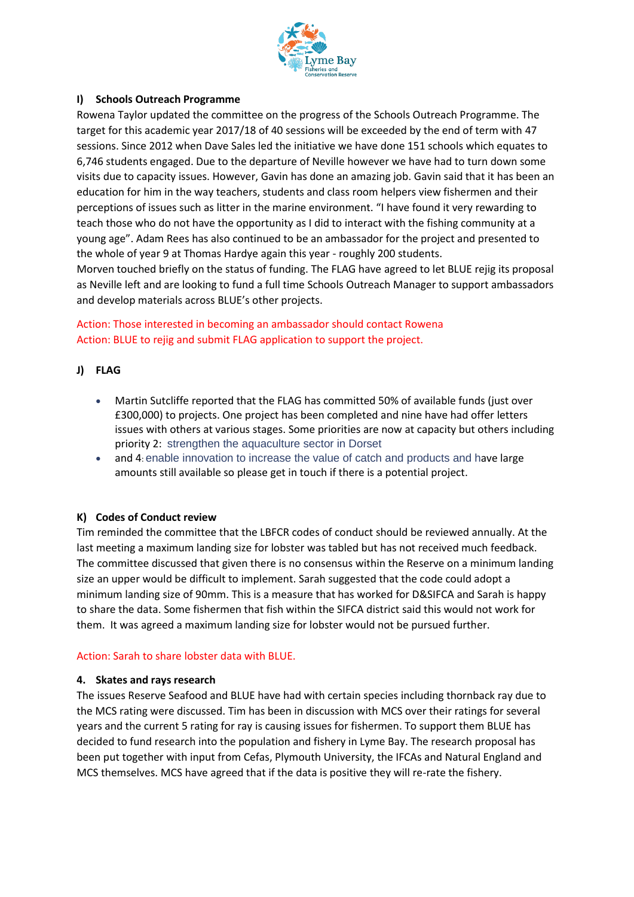## I) Schools Outreach Programme

Rowena Taylor updated the committee on the progress of the Schools Outreach Programme. The target for this academic year 2017/18 of 40 sessions will be exceeded by the end of term with 47 sessions. Since 2012 when Dave Sales led the initiative we have done 151 schools which equates to 6,746 students engaged. Due to the departure of Neville however we have had to turn down some visits due to capacity issues. However, Gavin has done an amazing job. Gavin said that it has been an education for him in the way teachers, students and class room helpers view fishermen and their perceptions of issues such as litter in the marine environment. “I have found it very rewarding to teach those who do not have the opportunity as I did to interact with the fishing community at a young age”. Adam Rees has also continued to be an ambassador for the project and presented to the whole of year 9 at Thomas Hardye again this year - roughly 200 students.

Morven touched briefly on the status of funding. The FLAG have agreed to let BLUE rejig its proposal as Neville left and are looking to fund a full time Schools Outreach Manager to support ambassadors and develop materials across BLUE’s other projects.

Action: Those interested in becoming an ambassador should contact Rowena
Action: BLUE to rejig and submit FLAG application to support the project.

## J) FLAG

- Martin Sutcliffe reported that the FLAG has committed 50% of available funds (just over £300,000) to projects. One project has been completed and nine have had offer letters issues with others at various stages. Some priorities are now at capacity but others including priority 2: strengthen the aquaculture sector in Dorset
- and 4: enable innovation to increase the value of catch and products and have large amounts still available so please get in touch if there is a potential project.

## K) Codes of Conduct review

Tim reminded the committee that the LBFCR codes of conduct should be reviewed annually. At the last meeting a maximum landing size for lobster was tabled but has not received much feedback. The committee discussed that given there is no consensus within the Reserve on a minimum landing size an upper would be difficult to implement. Sarah suggested that the code could adopt a minimum landing size of 90mm. This is a measure that has worked for D&SIFCA and Sarah is happy to share the data. Some fishermen that fish within the SIFCA district said this would not work for them. It was agreed a maximum landing size for lobster would not be pursued further.

Action: Sarah to share lobster data with BLUE.

## 4. Skates and rays research

The issues Reserve Seafood and BLUE have had with certain species including thornback ray due to the MCS rating were discussed. Tim has been in discussion with MCS over their ratings for several years and the current 5 rating for ray is causing issues for fishermen. To support them BLUE has decided to fund research into the population and fishery in Lyme Bay. The research proposal has been put together with input from Cefas, Plymouth University, the IFCAs and Natural England and MCS themselves. MCS have agreed that if the data is positive they will re-rate the fishery.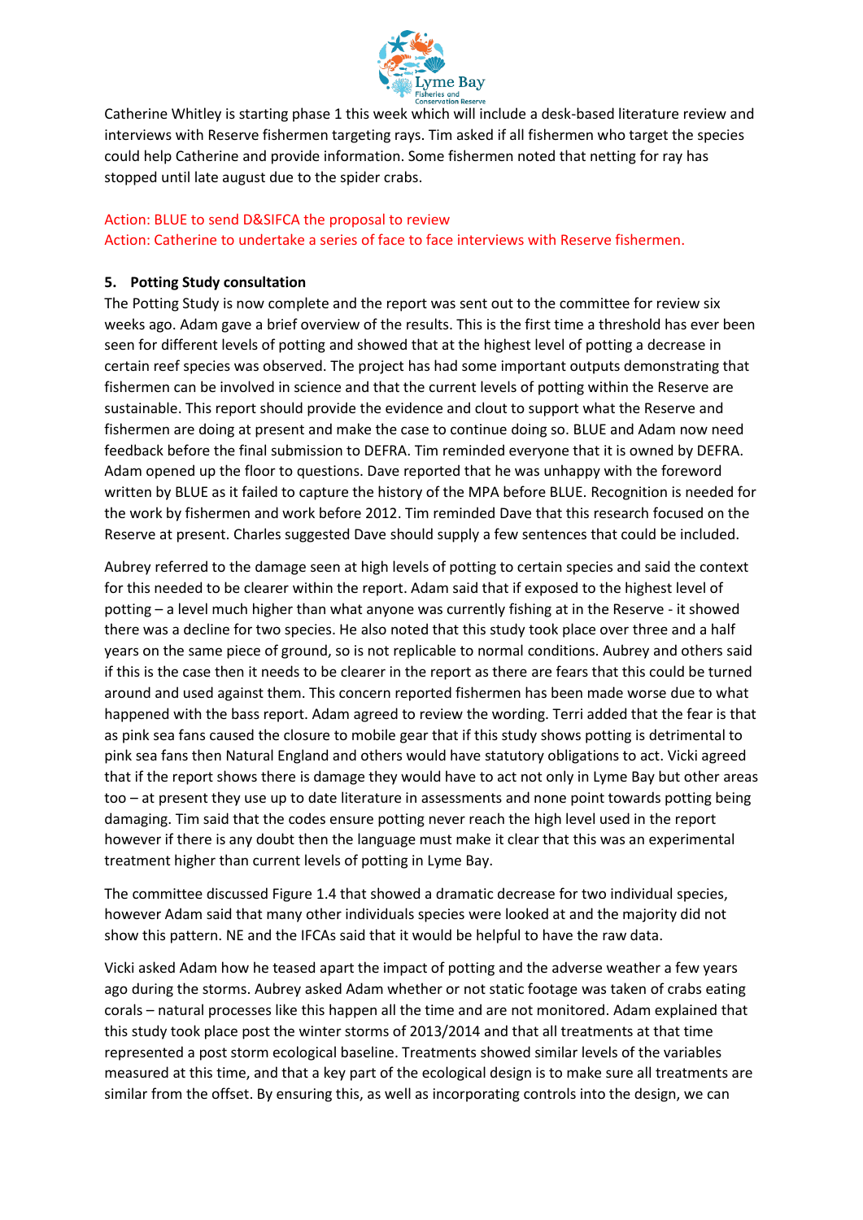Catherine Whitley is starting phase 1 this week which will include a desk-based literature review and interviews with Reserve fishermen targeting rays. Tim asked if all fishermen who target the species could help Catherine and provide information. Some fishermen noted that netting for ray has stopped until late august due to the spider crabs.

Action: BLUE to send D&SIFCA the proposal to review
Action: Catherine to undertake a series of face to face interviews with Reserve fishermen.

**5. Potting Study consultation**

The Potting Study is now complete and the report was sent out to the committee for review six weeks ago. Adam gave a brief overview of the results. This is the first time a threshold has ever been seen for different levels of potting and showed that at the highest level of potting a decrease in certain reef species was observed. The project has had some important outputs demonstrating that fishermen can be involved in science and that the current levels of potting within the Reserve are sustainable. This report should provide the evidence and clout to support what the Reserve and fishermen are doing at present and make the case to continue doing so. BLUE and Adam now need feedback before the final submission to DEFRA. Tim reminded everyone that it is owned by DEFRA. Adam opened up the floor to questions. Dave reported that he was unhappy with the foreword written by BLUE as it failed to capture the history of the MPA before BLUE. Recognition is needed for the work by fishermen and work before 2012. Tim reminded Dave that this research focused on the Reserve at present. Charles suggested Dave should supply a few sentences that could be included.

Aubrey referred to the damage seen at high levels of potting to certain species and said the context for this needed to be clearer within the report. Adam said that if exposed to the highest level of potting – a level much higher than what anyone was currently fishing at in the Reserve - it showed there was a decline for two species. He also noted that this study took place over three and a half years on the same piece of ground, so is not replicable to normal conditions. Aubrey and others said if this is the case then it needs to be clearer in the report as there are fears that this could be turned around and used against them. This concern reported fishermen has been made worse due to what happened with the bass report. Adam agreed to review the wording. Terri added that the fear is that as pink sea fans caused the closure to mobile gear that if this study shows potting is detrimental to pink sea fans then Natural England and others would have statutory obligations to act. Vicki agreed that if the report shows there is damage they would have to act not only in Lyme Bay but other areas too – at present they use up to date literature in assessments and none point towards potting being damaging. Tim said that the codes ensure potting never reach the high level used in the report however if there is any doubt then the language must make it clear that this was an experimental treatment higher than current levels of potting in Lyme Bay.

The committee discussed Figure 1.4 that showed a dramatic decrease for two individual species, however Adam said that many other individuals species were looked at and the majority did not show this pattern. NE and the IFCAs said that it would be helpful to have the raw data.

Vicki asked Adam how he teased apart the impact of potting and the adverse weather a few years ago during the storms. Aubrey asked Adam whether or not static footage was taken of crabs eating corals – natural processes like this happen all the time and are not monitored. Adam explained that this study took place post the winter storms of 2013/2014 and that all treatments at that time represented a post storm ecological baseline. Treatments showed similar levels of the variables measured at this time, and that a key part of the ecological design is to make sure all treatments are similar from the offset. By ensuring this, as well as incorporating controls into the design, we can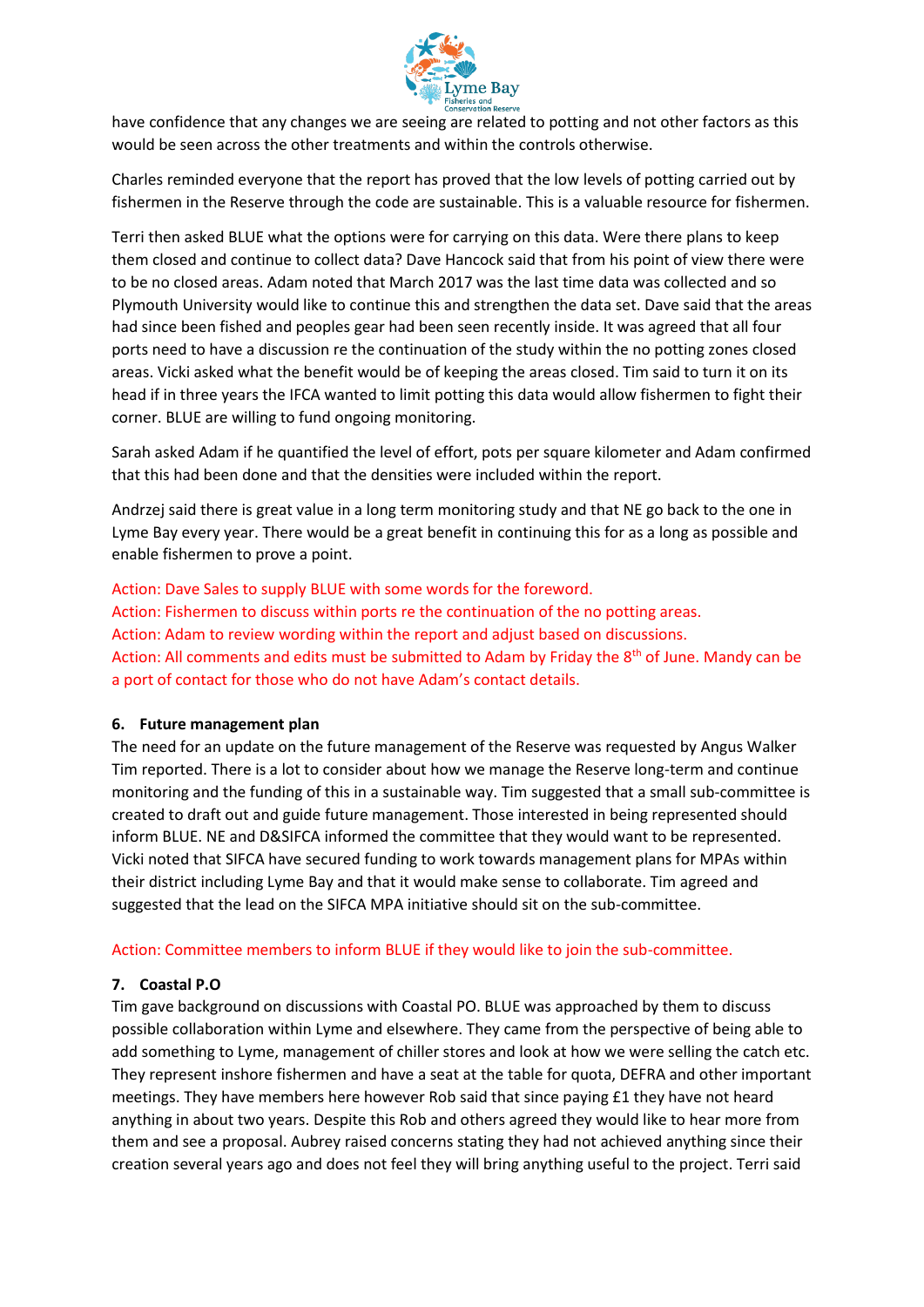have confidence that any changes we are seeing are related to potting and not other factors as this would be seen across the other treatments and within the controls otherwise.

Charles reminded everyone that the report has proved that the low levels of potting carried out by fishermen in the Reserve through the code are sustainable. This is a valuable resource for fishermen.

Terri then asked BLUE what the options were for carrying on this data. Were there plans to keep them closed and continue to collect data? Dave Hancock said that from his point of view there were to be no closed areas. Adam noted that March 2017 was the last time data was collected and so Plymouth University would like to continue this and strengthen the data set. Dave said that the areas had since been fished and peoples gear had been seen recently inside. It was agreed that all four ports need to have a discussion re the continuation of the study within the no potting zones closed areas. Vicki asked what the benefit would be of keeping the areas closed. Tim said to turn it on its head if in three years the IFCA wanted to limit potting this data would allow fishermen to fight their corner. BLUE are willing to fund ongoing monitoring.

Sarah asked Adam if he quantified the level of effort, pots per square kilometer and Adam confirmed that this had been done and that the densities were included within the report.

Andrzej said there is great value in a long term monitoring study and that NE go back to the one in Lyme Bay every year. There would be a great benefit in continuing this for as a long as possible and enable fishermen to prove a point.

Action: Dave Sales to supply BLUE with some words for the foreword.
Action: Fishermen to discuss within ports re the continuation of the no potting areas.
Action: Adam to review wording within the report and adjust based on discussions.
Action: All comments and edits must be submitted to Adam by Friday the 8th of June. Mandy can be a port of contact for those who do not have Adam's contact details.

### 6. Future management plan

The need for an update on the future management of the Reserve was requested by Angus Walker Tim reported. There is a lot to consider about how we manage the Reserve long-term and continue monitoring and the funding of this in a sustainable way. Tim suggested that a small sub-committee is created to draft out and guide future management. Those interested in being represented should inform BLUE. NE and D&SIFCA informed the committee that they would want to be represented. Vicki noted that SIFCA have secured funding to work towards management plans for MPAs within their district including Lyme Bay and that it would make sense to collaborate. Tim agreed and suggested that the lead on the SIFCA MPA initiative should sit on the sub-committee.

Action: Committee members to inform BLUE if they would like to join the sub-committee.

### 7. Coastal P.O

Tim gave background on discussions with Coastal PO. BLUE was approached by them to discuss possible collaboration within Lyme and elsewhere. They came from the perspective of being able to add something to Lyme, management of chiller stores and look at how we were selling the catch etc. They represent inshore fishermen and have a seat at the table for quota, DEFRA and other important meetings. They have members here however Rob said that since paying £1 they have not heard anything in about two years. Despite this Rob and others agreed they would like to hear more from them and see a proposal. Aubrey raised concerns stating they had not achieved anything since their creation several years ago and does not feel they will bring anything useful to the project. Terri said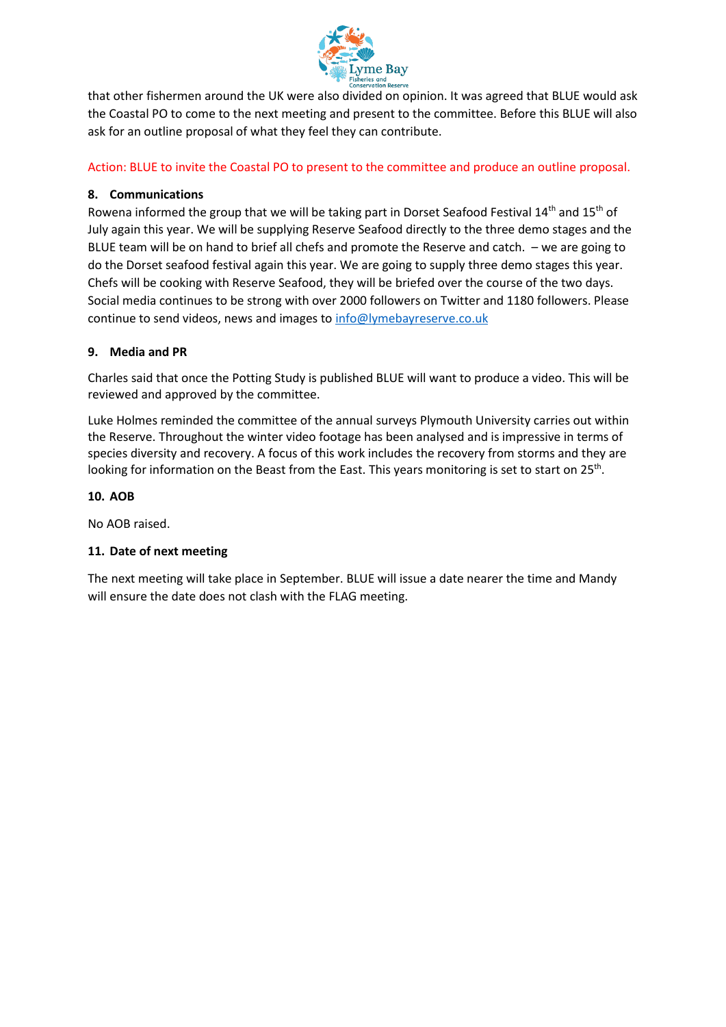that other fishermen around the UK were also divided on opinion. It was agreed that BLUE would ask the Coastal PO to come to the next meeting and present to the committee. Before this BLUE will also ask for an outline proposal of what they feel they can contribute.

Action: BLUE to invite the Coastal PO to present to the committee and produce an outline proposal.

## 8. Communications

Rowena informed the group that we will be taking part in Dorset Seafood Festival 14th and 15th of July again this year. We will be supplying Reserve Seafood directly to the three demo stages and the BLUE team will be on hand to brief all chefs and promote the Reserve and catch. – we are going to do the Dorset seafood festival again this year. We are going to supply three demo stages this year. Chefs will be cooking with Reserve Seafood, they will be briefed over the course of the two days. Social media continues to be strong with over 2000 followers on Twitter and 1180 followers. Please continue to send videos, news and images to info@lymebayreserve.co.uk

## 9. Media and PR

Charles said that once the Potting Study is published BLUE will want to produce a video. This will be reviewed and approved by the committee.

Luke Holmes reminded the committee of the annual surveys Plymouth University carries out within the Reserve. Throughout the winter video footage has been analysed and is impressive in terms of species diversity and recovery. A focus of this work includes the recovery from storms and they are looking for information on the Beast from the East. This years monitoring is set to start on 25th.

## 10. AOB

No AOB raised.

## 11. Date of next meeting

The next meeting will take place in September. BLUE will issue a date nearer the time and Mandy will ensure the date does not clash with the FLAG meeting.